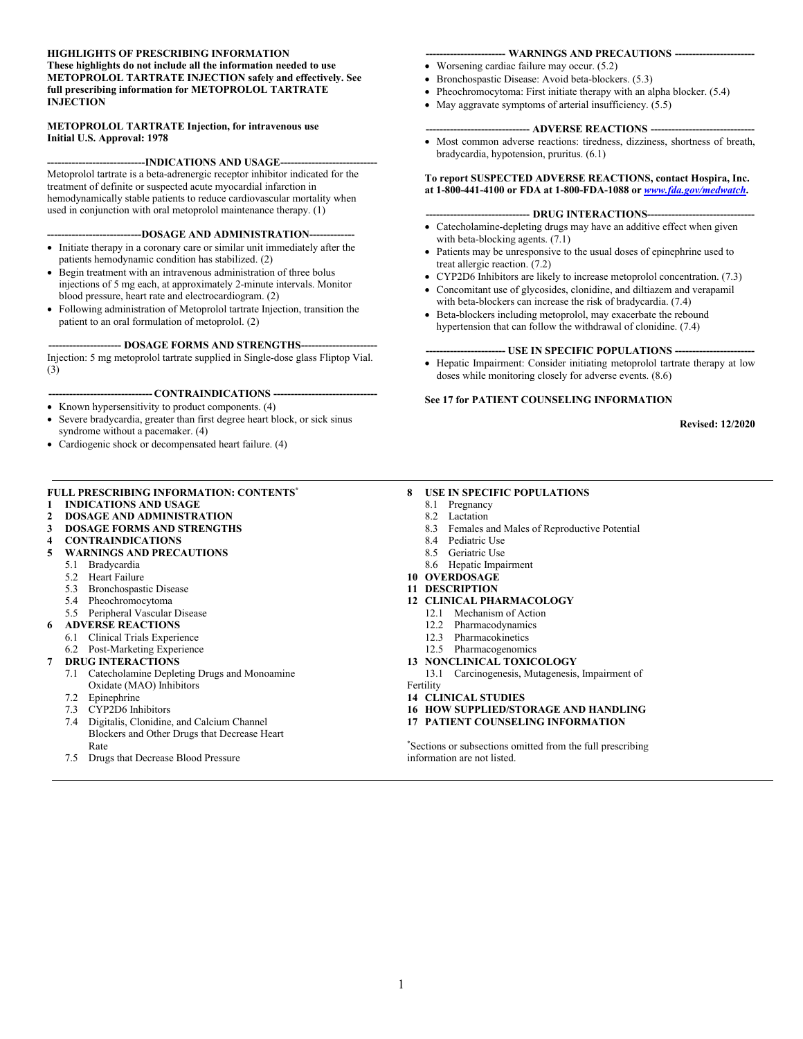**HIGHLIGHTS OF PRESCRIBING INFORMATION**
**These highlights do not include all the information needed to use METOPROLOL TARTRATE INJECTION safely and effectively. See full prescribing information for METOPROLOL TARTRATE INJECTION**

**METOPROLOL TARTRATE Injection, for intravenous use**
**Initial U.S. Approval: 1978**

**----------------------------INDICATIONS AND USAGE----------------------------**

Metoprolol tartrate is a beta-adrenergic receptor inhibitor indicated for the treatment of definite or suspected acute myocardial infarction in hemodynamically stable patients to reduce cardiovascular mortality when used in conjunction with oral metoprolol maintenance therapy. (1)

**---------------------------DOSAGE AND ADMINISTRATION-------------**

- Initiate therapy in a coronary care or similar unit immediately after the patients hemodynamic condition has stabilized. (2)
- Begin treatment with an intravenous administration of three bolus injections of 5 mg each, at approximately 2-minute intervals. Monitor blood pressure, heart rate and electrocardiogram. (2)
- Following administration of Metoprolol tartrate Injection, transition the patient to an oral formulation of metoprolol. (2)

**-------------------- DOSAGE FORMS AND STRENGTHS----------------------**

Injection: 5 mg metoprolol tartrate supplied in Single-dose glass Fliptop Vial. (3)

**------------------------------ CONTRAINDICATIONS ------------------------------**

- Known hypersensitivity to product components. (4)
- Severe bradycardia, greater than first degree heart block, or sick sinus syndrome without a pacemaker. (4)
- Cardiogenic shock or decompensated heart failure. (4)

**----------------------- WARNINGS AND PRECAUTIONS -----------------------**

- Worsening cardiac failure may occur. (5.2)
- Bronchospastic Disease: Avoid beta-blockers. (5.3)
- Pheochromocytoma: First initiate therapy with an alpha blocker. (5.4)
- May aggravate symptoms of arterial insufficiency. (5.5)

**------------------------------ ADVERSE REACTIONS ------------------------------**

- Most common adverse reactions: tiredness, dizziness, shortness of breath, bradycardia, hypotension, pruritus. (6.1)

**To report SUSPECTED ADVERSE REACTIONS, contact Hospira, Inc. at 1-800-441-4100 or FDA at 1-800-FDA-1088 or *www.fda.gov/medwatch*.**

**------------------------------ DRUG INTERACTIONS-------------------------------**

- Catecholamine-depleting drugs may have an additive effect when given with beta-blocking agents. (7.1)
- Patients may be unresponsive to the usual doses of epinephrine used to treat allergic reaction. (7.2)
- CYP2D6 Inhibitors are likely to increase metoprolol concentration. (7.3)
- Concomitant use of glycosides, clonidine, and diltiazem and verapamil with beta-blockers can increase the risk of bradycardia. (7.4)
- Beta-blockers including metoprolol, may exacerbate the rebound hypertension that can follow the withdrawal of clonidine. (7.4)

**----------------------- USE IN SPECIFIC POPULATIONS -----------------------**

- Hepatic Impairment: Consider initiating metoprolol tartrate therapy at low doses while monitoring closely for adverse events. (8.6)

**See 17 for PATIENT COUNSELING INFORMATION**

**Revised: 12/2020**

---

**FULL PRESCRIBING INFORMATION: CONTENTS***

**1 INDICATIONS AND USAGE**
**2 DOSAGE AND ADMINISTRATION**
**3 DOSAGE FORMS AND STRENGTHS**
**4 CONTRAINDICATIONS**
**5 WARNINGS AND PRECAUTIONS**
- 5.1 Bradycardia
- 5.2 Heart Failure
- 5.3 Bronchospastic Disease
- 5.4 Pheochromocytoma
- 5.5 Peripheral Vascular Disease

**6 ADVERSE REACTIONS**
- 6.1 Clinical Trials Experience
- 6.2 Post-Marketing Experience

**7 DRUG INTERACTIONS**
- 7.1 Catecholamine Depleting Drugs and Monoamine Oxidate (MAO) Inhibitors
- 7.2 Epinephrine
- 7.3 CYP2D6 Inhibitors
- 7.4 Digitalis, Clonidine, and Calcium Channel Blockers and Other Drugs that Decrease Heart Rate
- 7.5 Drugs that Decrease Blood Pressure

**8 USE IN SPECIFIC POPULATIONS**
- 8.1 Pregnancy
- 8.2 Lactation
- 8.3 Females and Males of Reproductive Potential
- 8.4 Pediatric Use
- 8.5 Geriatric Use
- 8.6 Hepatic Impairment

**10 OVERDOSAGE**
**11 DESCRIPTION**
**12 CLINICAL PHARMACOLOGY**
- 12.1 Mechanism of Action
- 12.2 Pharmacodynamics
- 12.3 Pharmacokinetics
- 12.5 Pharmacogenomics

**13 NONCLINICAL TOXICOLOGY**
- 13.1 Carcinogenesis, Mutagenesis, Impairment of Fertility

**14 CLINICAL STUDIES**
**16 HOW SUPPLIED/STORAGE AND HANDLING**
**17 PATIENT COUNSELING INFORMATION**

*Sections or subsections omitted from the full prescribing information are not listed.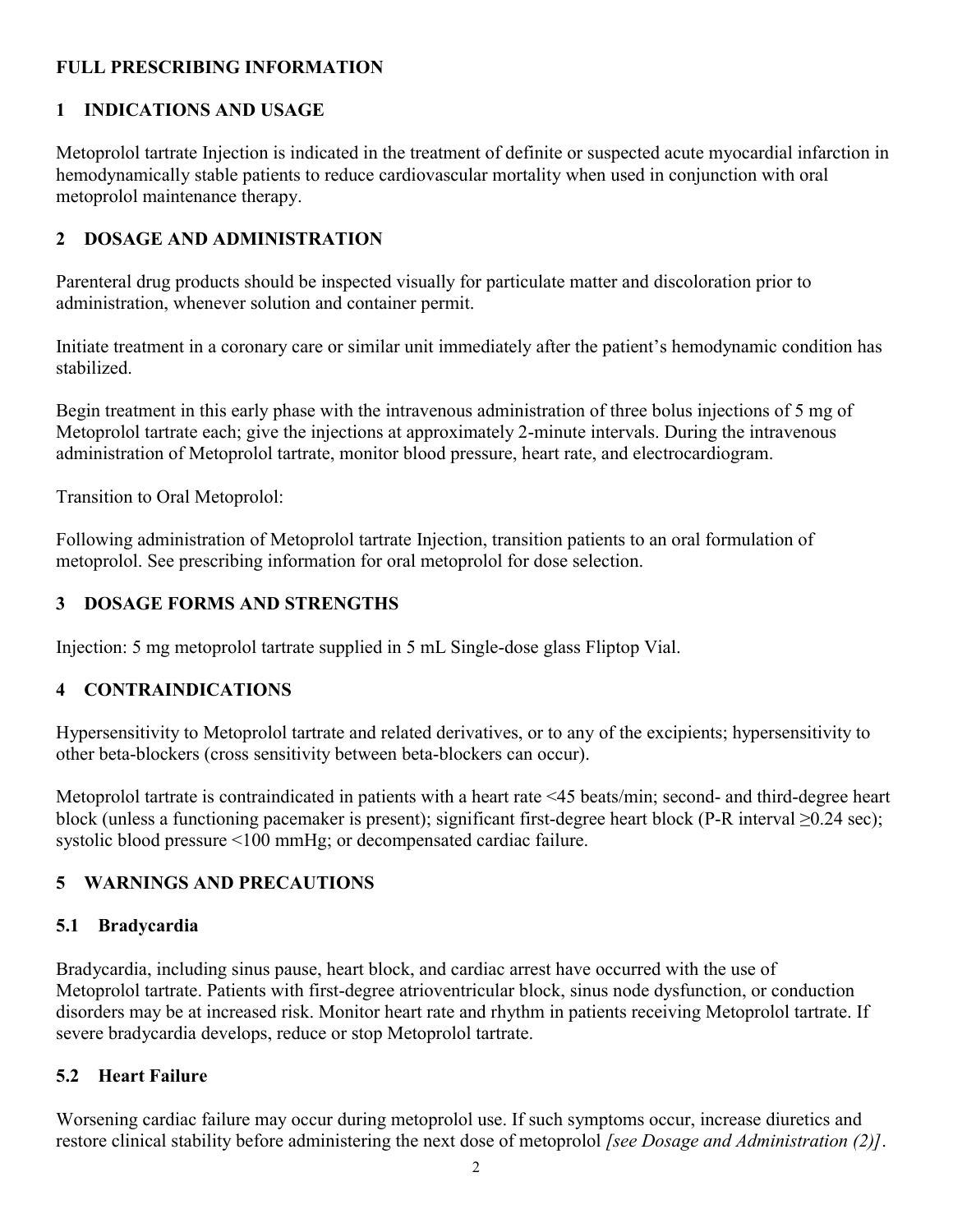# FULL PRESCRIBING INFORMATION

## 1 INDICATIONS AND USAGE

Metoprolol tartrate Injection is indicated in the treatment of definite or suspected acute myocardial infarction in hemodynamically stable patients to reduce cardiovascular mortality when used in conjunction with oral metoprolol maintenance therapy.

## 2 DOSAGE AND ADMINISTRATION

Parenteral drug products should be inspected visually for particulate matter and discoloration prior to administration, whenever solution and container permit.

Initiate treatment in a coronary care or similar unit immediately after the patient's hemodynamic condition has stabilized.

Begin treatment in this early phase with the intravenous administration of three bolus injections of 5 mg of Metoprolol tartrate each; give the injections at approximately 2-minute intervals. During the intravenous administration of Metoprolol tartrate, monitor blood pressure, heart rate, and electrocardiogram.

Transition to Oral Metoprolol:

Following administration of Metoprolol tartrate Injection, transition patients to an oral formulation of metoprolol. See prescribing information for oral metoprolol for dose selection.

## 3 DOSAGE FORMS AND STRENGTHS

Injection: 5 mg metoprolol tartrate supplied in 5 mL Single-dose glass Fliptop Vial.

## 4 CONTRAINDICATIONS

Hypersensitivity to Metoprolol tartrate and related derivatives, or to any of the excipients; hypersensitivity to other beta-blockers (cross sensitivity between beta-blockers can occur).

Metoprolol tartrate is contraindicated in patients with a heart rate <45 beats/min; second- and third-degree heart block (unless a functioning pacemaker is present); significant first-degree heart block (P-R interval ≥0.24 sec); systolic blood pressure <100 mmHg; or decompensated cardiac failure.

## 5 WARNINGS AND PRECAUTIONS

### 5.1 Bradycardia

Bradycardia, including sinus pause, heart block, and cardiac arrest have occurred with the use of Metoprolol tartrate. Patients with first-degree atrioventricular block, sinus node dysfunction, or conduction disorders may be at increased risk. Monitor heart rate and rhythm in patients receiving Metoprolol tartrate. If severe bradycardia develops, reduce or stop Metoprolol tartrate.

### 5.2 Heart Failure

Worsening cardiac failure may occur during metoprolol use. If such symptoms occur, increase diuretics and restore clinical stability before administering the next dose of metoprolol *[see Dosage and Administration (2)]*.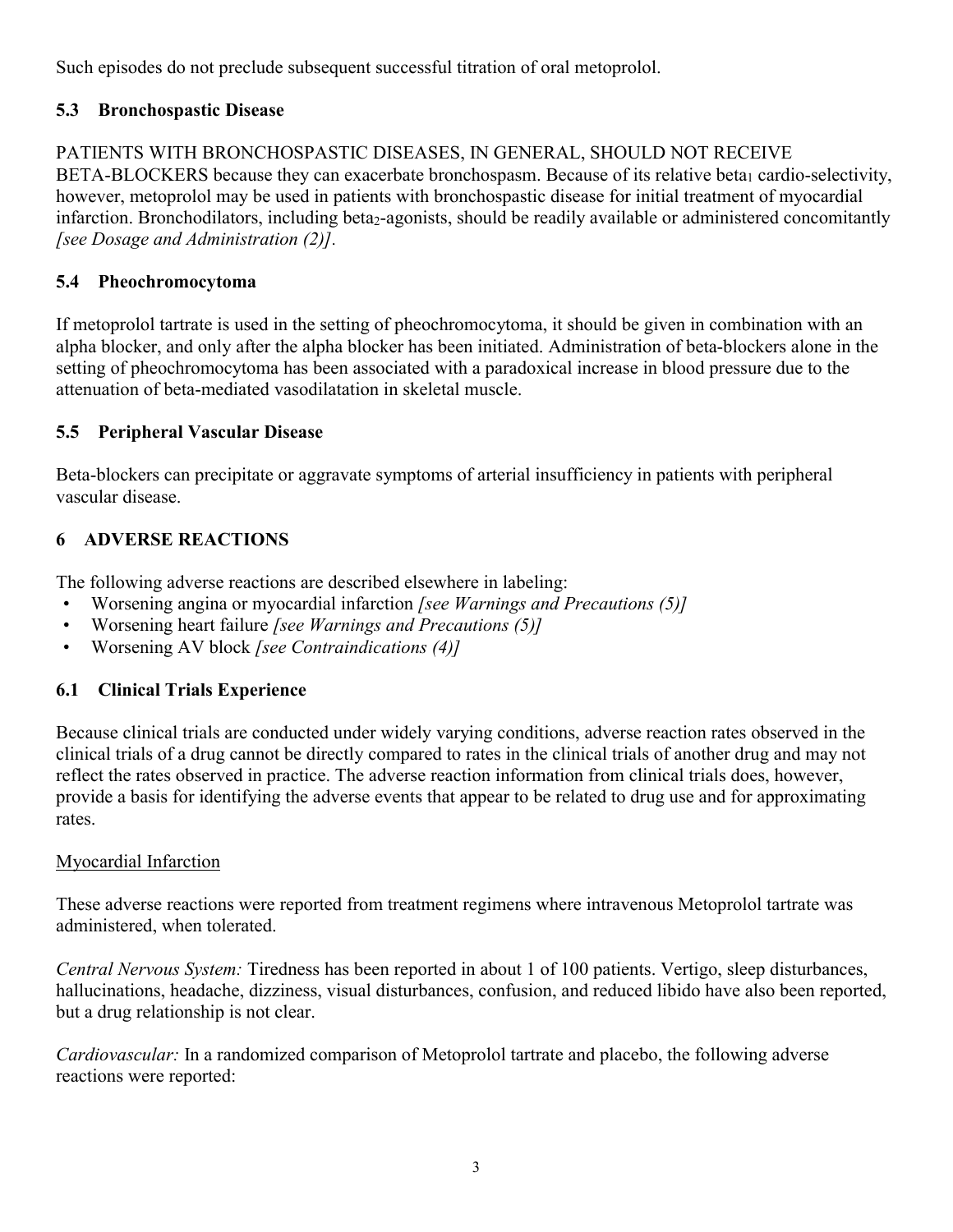Such episodes do not preclude subsequent successful titration of oral metoprolol.

### 5.3 Bronchospastic Disease

PATIENTS WITH BRONCHOSPASTIC DISEASES, IN GENERAL, SHOULD NOT RECEIVE BETA-BLOCKERS because they can exacerbate bronchospasm. Because of its relative $beta_1$ cardio-selectivity, however, metoprolol may be used in patients with bronchospastic disease for initial treatment of myocardial infarction. Bronchodilators, including $beta_2$-agonists, should be readily available or administered concomitantly *[see Dosage and Administration (2)]*.

### 5.4 Pheochromocytoma

If metoprolol tartrate is used in the setting of pheochromocytoma, it should be given in combination with an alpha blocker, and only after the alpha blocker has been initiated. Administration of beta-blockers alone in the setting of pheochromocytoma has been associated with a paradoxical increase in blood pressure due to the attenuation of beta-mediated vasodilatation in skeletal muscle.

### 5.5 Peripheral Vascular Disease

Beta-blockers can precipitate or aggravate symptoms of arterial insufficiency in patients with peripheral vascular disease.

## 6 ADVERSE REACTIONS

The following adverse reactions are described elsewhere in labeling:

- Worsening angina or myocardial infarction *[see Warnings and Precautions (5)]*
- Worsening heart failure *[see Warnings and Precautions (5)]*
- Worsening AV block *[see Contraindications (4)]*

### 6.1 Clinical Trials Experience

Because clinical trials are conducted under widely varying conditions, adverse reaction rates observed in the clinical trials of a drug cannot be directly compared to rates in the clinical trials of another drug and may not reflect the rates observed in practice. The adverse reaction information from clinical trials does, however, provide a basis for identifying the adverse events that appear to be related to drug use and for approximating rates.

Myocardial Infarction

These adverse reactions were reported from treatment regimens where intravenous Metoprolol tartrate was administered, when tolerated.

*Central Nervous System:* Tiredness has been reported in about 1 of 100 patients. Vertigo, sleep disturbances, hallucinations, headache, dizziness, visual disturbances, confusion, and reduced libido have also been reported, but a drug relationship is not clear.

*Cardiovascular:* In a randomized comparison of Metoprolol tartrate and placebo, the following adverse reactions were reported: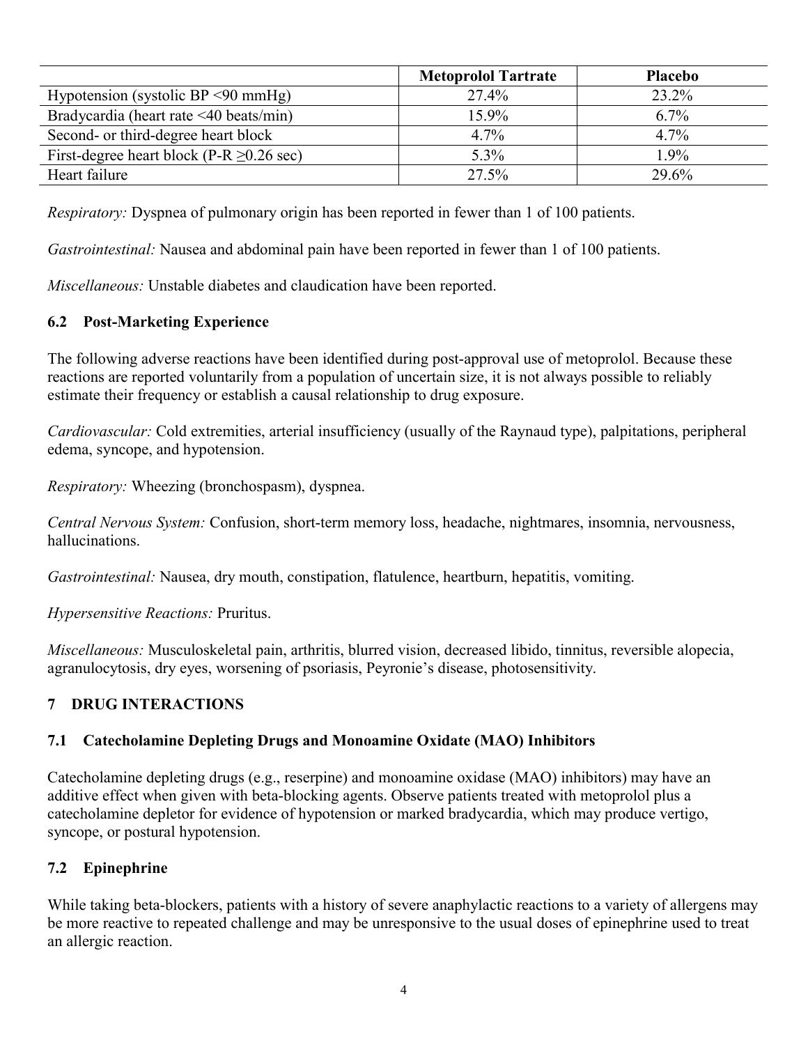| | Metoprolol Tartrate | Placebo |
|---|---|---|
| Hypotension (systolic BP <90 mmHg) | 27.4% | 23.2% |
| Bradycardia (heart rate <40 beats/min) | 15.9% | 6.7% |
| Second- or third-degree heart block | 4.7% | 4.7% |
| First-degree heart block (P-R ≥0.26 sec) | 5.3% | 1.9% |
| Heart failure | 27.5% | 29.6% |

*Respiratory:* Dyspnea of pulmonary origin has been reported in fewer than 1 of 100 patients.

*Gastrointestinal:* Nausea and abdominal pain have been reported in fewer than 1 of 100 patients.

*Miscellaneous:* Unstable diabetes and claudication have been reported.

### 6.2 Post-Marketing Experience

The following adverse reactions have been identified during post-approval use of metoprolol. Because these reactions are reported voluntarily from a population of uncertain size, it is not always possible to reliably estimate their frequency or establish a causal relationship to drug exposure.

*Cardiovascular:* Cold extremities, arterial insufficiency (usually of the Raynaud type), palpitations, peripheral edema, syncope, and hypotension.

*Respiratory:* Wheezing (bronchospasm), dyspnea.

*Central Nervous System:* Confusion, short-term memory loss, headache, nightmares, insomnia, nervousness, hallucinations.

*Gastrointestinal:* Nausea, dry mouth, constipation, flatulence, heartburn, hepatitis, vomiting.

*Hypersensitive Reactions:* Pruritus.

*Miscellaneous:* Musculoskeletal pain, arthritis, blurred vision, decreased libido, tinnitus, reversible alopecia, agranulocytosis, dry eyes, worsening of psoriasis, Peyronie's disease, photosensitivity.

## 7 DRUG INTERACTIONS

### 7.1 Catecholamine Depleting Drugs and Monoamine Oxidate (MAO) Inhibitors

Catecholamine depleting drugs (e.g., reserpine) and monoamine oxidase (MAO) inhibitors) may have an additive effect when given with beta-blocking agents. Observe patients treated with metoprolol plus a catecholamine depletor for evidence of hypotension or marked bradycardia, which may produce vertigo, syncope, or postural hypotension.

### 7.2 Epinephrine

While taking beta-blockers, patients with a history of severe anaphylactic reactions to a variety of allergens may be more reactive to repeated challenge and may be unresponsive to the usual doses of epinephrine used to treat an allergic reaction.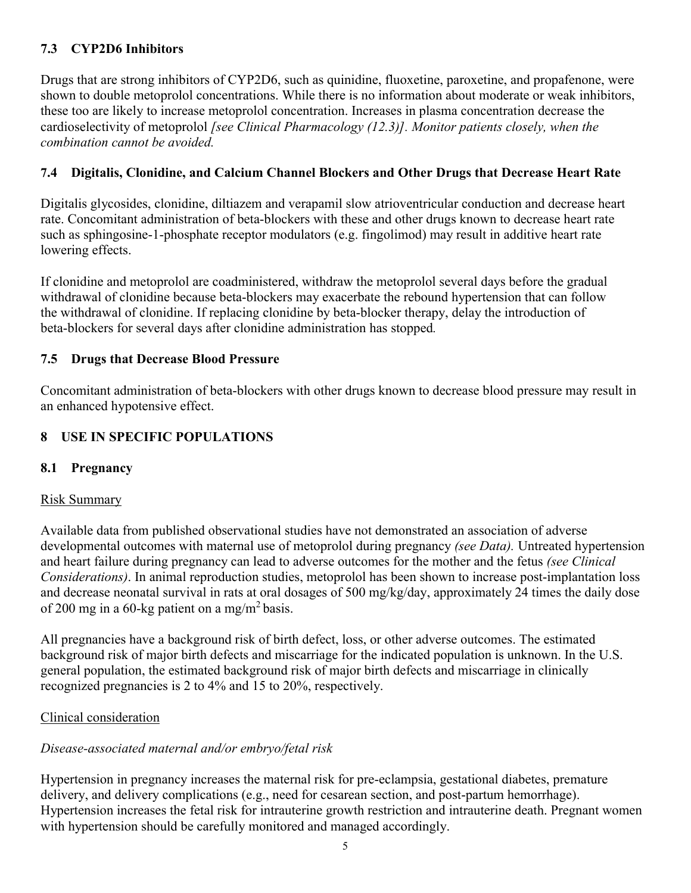### 7.3 CYP2D6 Inhibitors

Drugs that are strong inhibitors of CYP2D6, such as quinidine, fluoxetine, paroxetine, and propafenone, were shown to double metoprolol concentrations. While there is no information about moderate or weak inhibitors, these too are likely to increase metoprolol concentration. Increases in plasma concentration decrease the cardioselectivity of metoprolol *[see Clinical Pharmacology (12.3)]*. *Monitor patients closely, when the combination cannot be avoided.*

### 7.4 Digitalis, Clonidine, and Calcium Channel Blockers and Other Drugs that Decrease Heart Rate

Digitalis glycosides, clonidine, diltiazem and verapamil slow atrioventricular conduction and decrease heart rate. Concomitant administration of beta-blockers with these and other drugs known to decrease heart rate such as sphingosine-1-phosphate receptor modulators (e.g. fingolimod) may result in additive heart rate lowering effects.

If clonidine and metoprolol are coadministered, withdraw the metoprolol several days before the gradual withdrawal of clonidine because beta-blockers may exacerbate the rebound hypertension that can follow the withdrawal of clonidine. If replacing clonidine by beta-blocker therapy, delay the introduction of beta-blockers for several days after clonidine administration has stopped.

### 7.5 Drugs that Decrease Blood Pressure

Concomitant administration of beta-blockers with other drugs known to decrease blood pressure may result in an enhanced hypotensive effect.

## 8 USE IN SPECIFIC POPULATIONS

### 8.1 Pregnancy

Risk Summary

Available data from published observational studies have not demonstrated an association of adverse developmental outcomes with maternal use of metoprolol during pregnancy *(see Data).* Untreated hypertension and heart failure during pregnancy can lead to adverse outcomes for the mother and the fetus *(see Clinical Considerations)*. In animal reproduction studies, metoprolol has been shown to increase post-implantation loss and decrease neonatal survival in rats at oral dosages of 500 mg/kg/day, approximately 24 times the daily dose of 200 mg in a 60-kg patient on a mg/$m^2$ basis.

All pregnancies have a background risk of birth defect, loss, or other adverse outcomes. The estimated background risk of major birth defects and miscarriage for the indicated population is unknown. In the U.S. general population, the estimated background risk of major birth defects and miscarriage in clinically recognized pregnancies is 2 to 4% and 15 to 20%, respectively.

Clinical consideration

*Disease-associated maternal and/or embryo/fetal risk*

Hypertension in pregnancy increases the maternal risk for pre-eclampsia, gestational diabetes, premature delivery, and delivery complications (e.g., need for cesarean section, and post-partum hemorrhage). Hypertension increases the fetal risk for intrauterine growth restriction and intrauterine death. Pregnant women with hypertension should be carefully monitored and managed accordingly.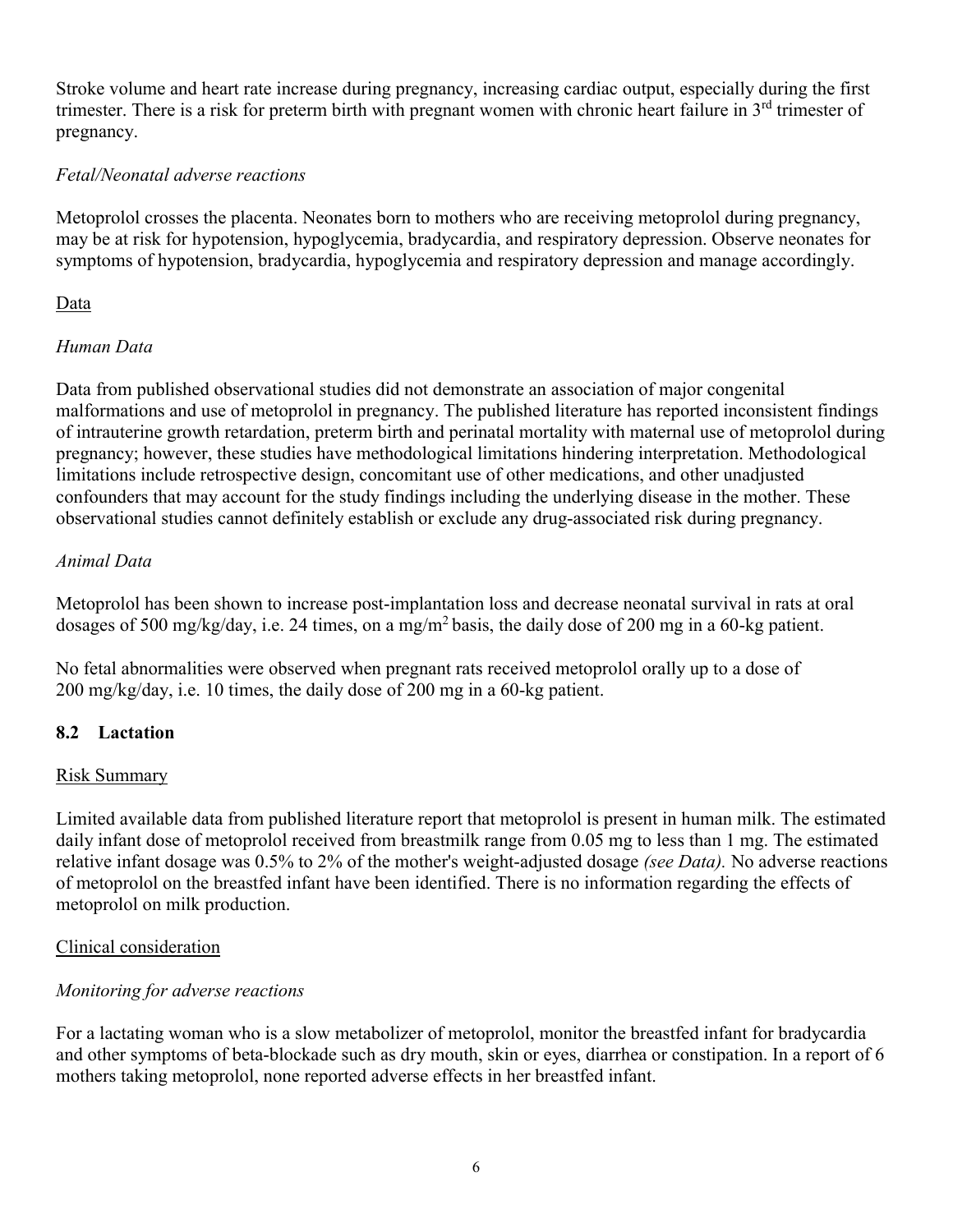Stroke volume and heart rate increase during pregnancy, increasing cardiac output, especially during the first trimester. There is a risk for preterm birth with pregnant women with chronic heart failure in 3rd trimester of pregnancy.

*Fetal/Neonatal adverse reactions*

Metoprolol crosses the placenta. Neonates born to mothers who are receiving metoprolol during pregnancy, may be at risk for hypotension, hypoglycemia, bradycardia, and respiratory depression. Observe neonates for symptoms of hypotension, bradycardia, hypoglycemia and respiratory depression and manage accordingly.

<u>Data</u>

*Human Data*

Data from published observational studies did not demonstrate an association of major congenital malformations and use of metoprolol in pregnancy. The published literature has reported inconsistent findings of intrauterine growth retardation, preterm birth and perinatal mortality with maternal use of metoprolol during pregnancy; however, these studies have methodological limitations hindering interpretation. Methodological limitations include retrospective design, concomitant use of other medications, and other unadjusted confounders that may account for the study findings including the underlying disease in the mother. These observational studies cannot definitely establish or exclude any drug-associated risk during pregnancy.

*Animal Data*

Metoprolol has been shown to increase post-implantation loss and decrease neonatal survival in rats at oral dosages of 500 mg/kg/day, i.e. 24 times, on a mg/m$^2$ basis, the daily dose of 200 mg in a 60-kg patient.

No fetal abnormalities were observed when pregnant rats received metoprolol orally up to a dose of 200 mg/kg/day, i.e. 10 times, the daily dose of 200 mg in a 60-kg patient.

### 8.2 Lactation

<u>Risk Summary</u>

Limited available data from published literature report that metoprolol is present in human milk. The estimated daily infant dose of metoprolol received from breastmilk range from 0.05 mg to less than 1 mg. The estimated relative infant dosage was 0.5% to 2% of the mother's weight-adjusted dosage *(see Data).* No adverse reactions of metoprolol on the breastfed infant have been identified. There is no information regarding the effects of metoprolol on milk production.

<u>Clinical consideration</u>

*Monitoring for adverse reactions*

For a lactating woman who is a slow metabolizer of metoprolol, monitor the breastfed infant for bradycardia and other symptoms of beta-blockade such as dry mouth, skin or eyes, diarrhea or constipation. In a report of 6 mothers taking metoprolol, none reported adverse effects in her breastfed infant.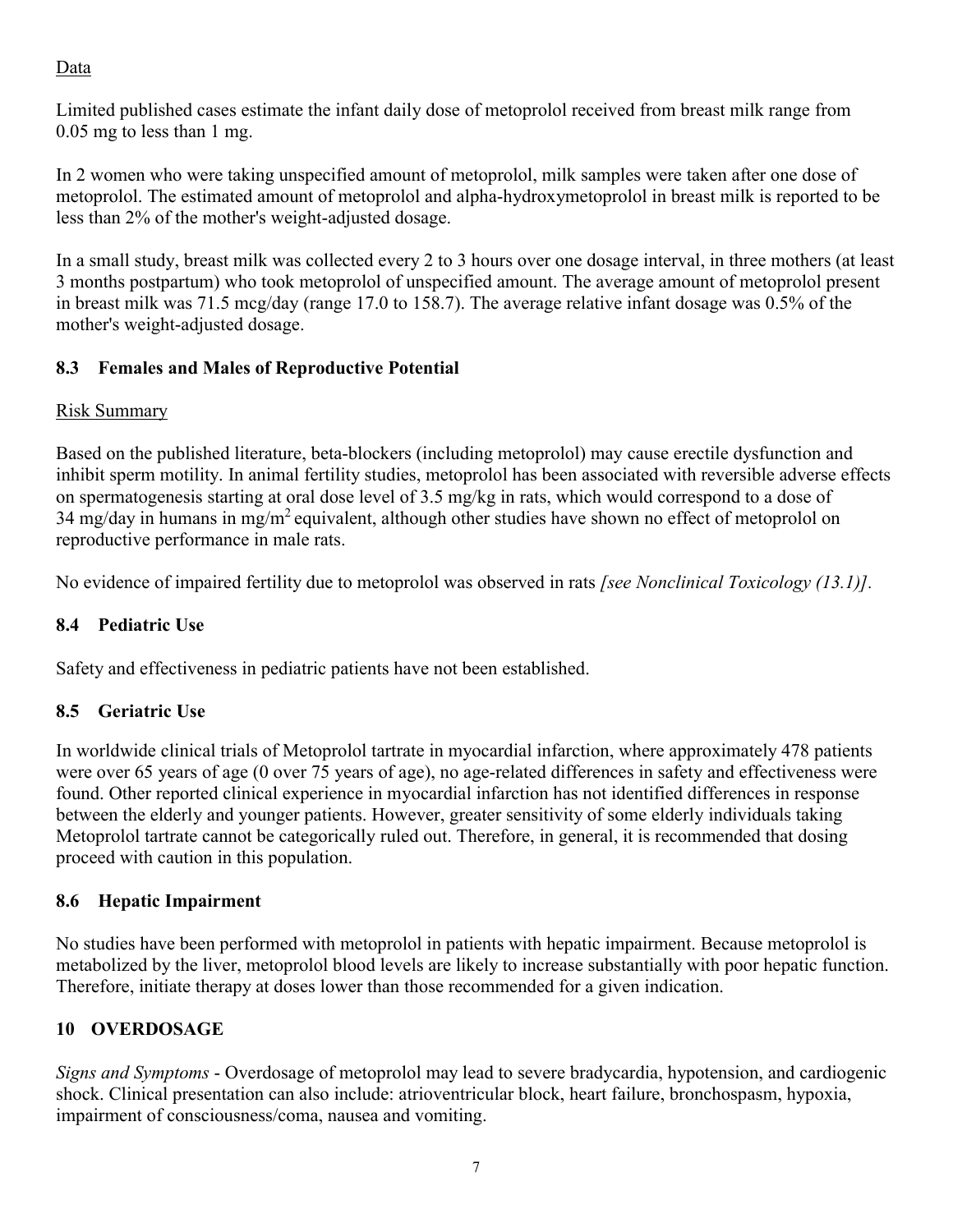Data

Limited published cases estimate the infant daily dose of metoprolol received from breast milk range from 0.05 mg to less than 1 mg.

In 2 women who were taking unspecified amount of metoprolol, milk samples were taken after one dose of metoprolol. The estimated amount of metoprolol and alpha-hydroxymetoprolol in breast milk is reported to be less than 2% of the mother's weight-adjusted dosage.

In a small study, breast milk was collected every 2 to 3 hours over one dosage interval, in three mothers (at least 3 months postpartum) who took metoprolol of unspecified amount. The average amount of metoprolol present in breast milk was 71.5 mcg/day (range 17.0 to 158.7). The average relative infant dosage was 0.5% of the mother's weight-adjusted dosage.

### 8.3 Females and Males of Reproductive Potential

Risk Summary

Based on the published literature, beta-blockers (including metoprolol) may cause erectile dysfunction and inhibit sperm motility. In animal fertility studies, metoprolol has been associated with reversible adverse effects on spermatogenesis starting at oral dose level of 3.5 mg/kg in rats, which would correspond to a dose of 34 mg/day in humans in $mg/m^2$ equivalent, although other studies have shown no effect of metoprolol on reproductive performance in male rats.

No evidence of impaired fertility due to metoprolol was observed in rats *[see Nonclinical Toxicology (13.1)]*.

### 8.4 Pediatric Use

Safety and effectiveness in pediatric patients have not been established.

### 8.5 Geriatric Use

In worldwide clinical trials of Metoprolol tartrate in myocardial infarction, where approximately 478 patients were over 65 years of age (0 over 75 years of age), no age-related differences in safety and effectiveness were found. Other reported clinical experience in myocardial infarction has not identified differences in response between the elderly and younger patients. However, greater sensitivity of some elderly individuals taking Metoprolol tartrate cannot be categorically ruled out. Therefore, in general, it is recommended that dosing proceed with caution in this population.

### 8.6 Hepatic Impairment

No studies have been performed with metoprolol in patients with hepatic impairment. Because metoprolol is metabolized by the liver, metoprolol blood levels are likely to increase substantially with poor hepatic function. Therefore, initiate therapy at doses lower than those recommended for a given indication.

## 10 OVERDOSAGE

*Signs and Symptoms* - Overdosage of metoprolol may lead to severe bradycardia, hypotension, and cardiogenic shock. Clinical presentation can also include: atrioventricular block, heart failure, bronchospasm, hypoxia, impairment of consciousness/coma, nausea and vomiting.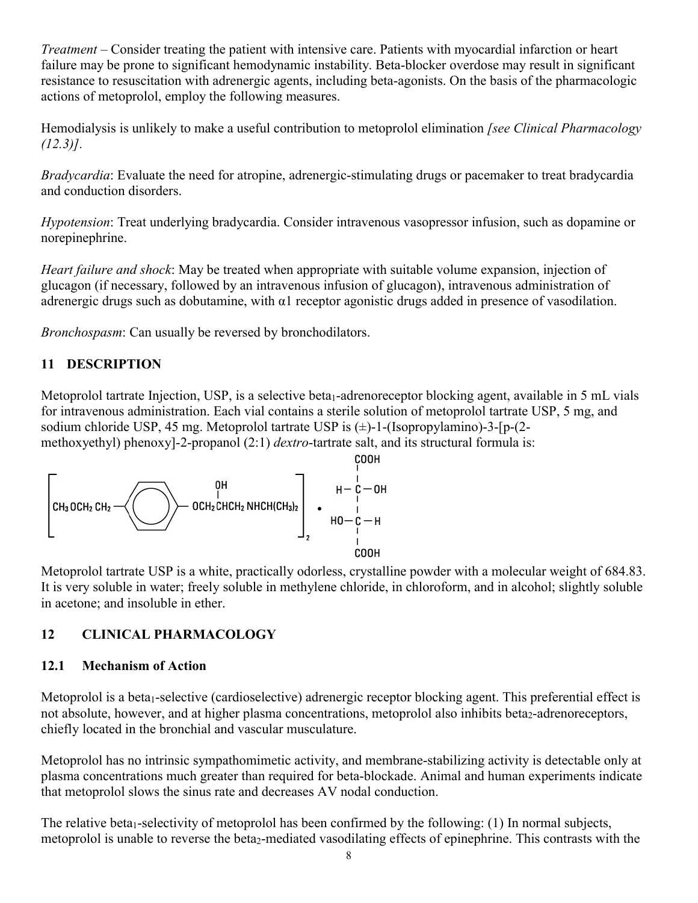*Treatment* – Consider treating the patient with intensive care. Patients with myocardial infarction or heart failure may be prone to significant hemodynamic instability. Beta-blocker overdose may result in significant resistance to resuscitation with adrenergic agents, including beta-agonists. On the basis of the pharmacologic actions of metoprolol, employ the following measures.

Hemodialysis is unlikely to make a useful contribution to metoprolol elimination *[see Clinical Pharmacology (12.3)]*.

*Bradycardia*: Evaluate the need for atropine, adrenergic-stimulating drugs or pacemaker to treat bradycardia and conduction disorders.

*Hypotension*: Treat underlying bradycardia. Consider intravenous vasopressor infusion, such as dopamine or norepinephrine.

*Heart failure and shock*: May be treated when appropriate with suitable volume expansion, injection of glucagon (if necessary, followed by an intravenous infusion of glucagon), intravenous administration of adrenergic drugs such as dobutamine, with α1 receptor agonistic drugs added in presence of vasodilation.

*Bronchospasm*: Can usually be reversed by bronchodilators.

## 11 DESCRIPTION

Metoprolol tartrate Injection, USP, is a selective beta$_1$-adrenoreceptor blocking agent, available in 5 mL vials for intravenous administration. Each vial contains a sterile solution of metoprolol tartrate USP, 5 mg, and sodium chloride USP, 45 mg. Metoprolol tartrate USP is (±)-1-(Isopropylamino)-3-[p-(2-methoxyethyl) phenoxy]-2-propanol (2:1) *dextro*-tartrate salt, and its structural formula is:

$$\left[CH_3OCH_2CH_2-C_6H_4-OCH_2CH(OH)CH_2NHCH(CH_3)_2\right]_2 \cdot HOOC-CH(OH)-CH(OH)-COOH$$

Metoprolol tartrate USP is a white, practically odorless, crystalline powder with a molecular weight of 684.83. It is very soluble in water; freely soluble in methylene chloride, in chloroform, and in alcohol; slightly soluble in acetone; and insoluble in ether.

## 12 CLINICAL PHARMACOLOGY

### 12.1 Mechanism of Action

Metoprolol is a beta$_1$-selective (cardioselective) adrenergic receptor blocking agent. This preferential effect is not absolute, however, and at higher plasma concentrations, metoprolol also inhibits beta$_2$-adrenoreceptors, chiefly located in the bronchial and vascular musculature.

Metoprolol has no intrinsic sympathomimetic activity, and membrane-stabilizing activity is detectable only at plasma concentrations much greater than required for beta-blockade. Animal and human experiments indicate that metoprolol slows the sinus rate and decreases AV nodal conduction.

The relative beta$_1$-selectivity of metoprolol has been confirmed by the following: (1) In normal subjects, metoprolol is unable to reverse the beta$_2$-mediated vasodilating effects of epinephrine. This contrasts with the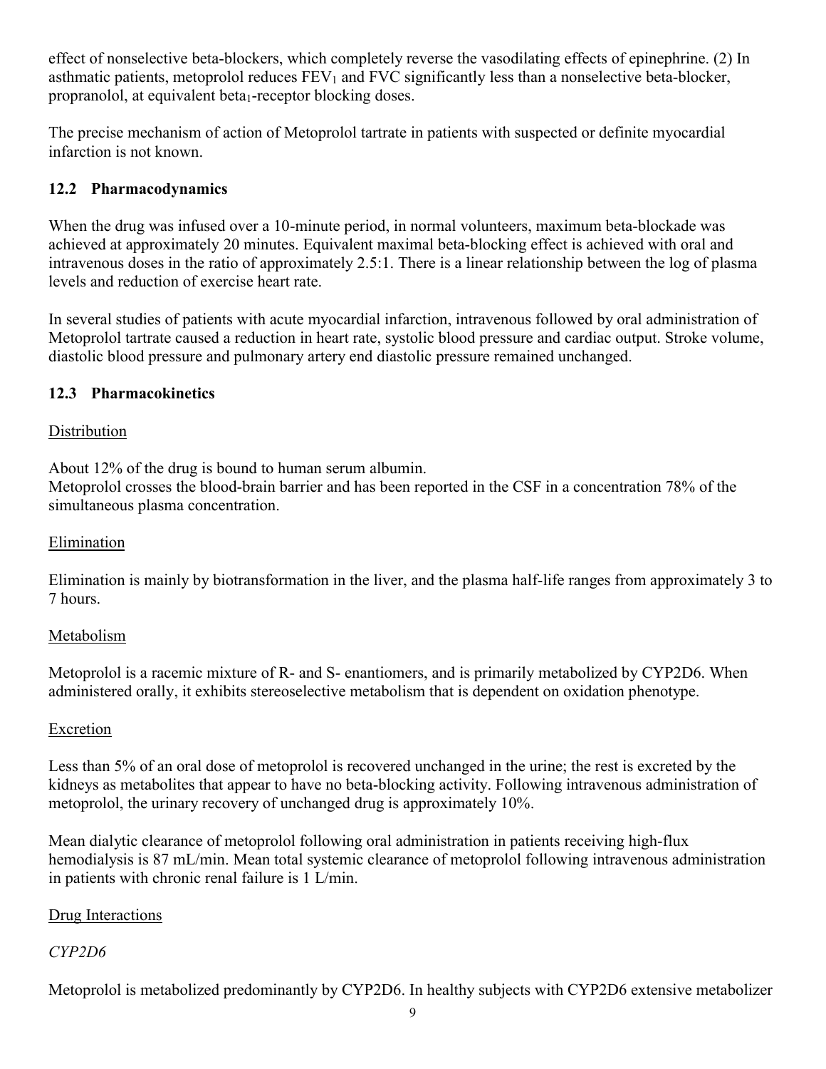effect of nonselective beta-blockers, which completely reverse the vasodilating effects of epinephrine. (2) In asthmatic patients, metoprolol reduces $FEV_1$ and FVC significantly less than a nonselective beta-blocker, propranolol, at equivalent $beta_1$-receptor blocking doses.

The precise mechanism of action of Metoprolol tartrate in patients with suspected or definite myocardial infarction is not known.

### 12.2 Pharmacodynamics

When the drug was infused over a 10-minute period, in normal volunteers, maximum beta-blockade was achieved at approximately 20 minutes. Equivalent maximal beta-blocking effect is achieved with oral and intravenous doses in the ratio of approximately 2.5:1. There is a linear relationship between the log of plasma levels and reduction of exercise heart rate.

In several studies of patients with acute myocardial infarction, intravenous followed by oral administration of Metoprolol tartrate caused a reduction in heart rate, systolic blood pressure and cardiac output. Stroke volume, diastolic blood pressure and pulmonary artery end diastolic pressure remained unchanged.

### 12.3 Pharmacokinetics

Distribution

About 12% of the drug is bound to human serum albumin.
Metoprolol crosses the blood-brain barrier and has been reported in the CSF in a concentration 78% of the simultaneous plasma concentration.

Elimination

Elimination is mainly by biotransformation in the liver, and the plasma half-life ranges from approximately 3 to 7 hours.

Metabolism

Metoprolol is a racemic mixture of R- and S- enantiomers, and is primarily metabolized by CYP2D6. When administered orally, it exhibits stereoselective metabolism that is dependent on oxidation phenotype.

Excretion

Less than 5% of an oral dose of metoprolol is recovered unchanged in the urine; the rest is excreted by the kidneys as metabolites that appear to have no beta-blocking activity. Following intravenous administration of metoprolol, the urinary recovery of unchanged drug is approximately 10%.

Mean dialytic clearance of metoprolol following oral administration in patients receiving high-flux hemodialysis is 87 mL/min. Mean total systemic clearance of metoprolol following intravenous administration in patients with chronic renal failure is 1 L/min.

Drug Interactions

*CYP2D6*

Metoprolol is metabolized predominantly by CYP2D6. In healthy subjects with CYP2D6 extensive metabolizer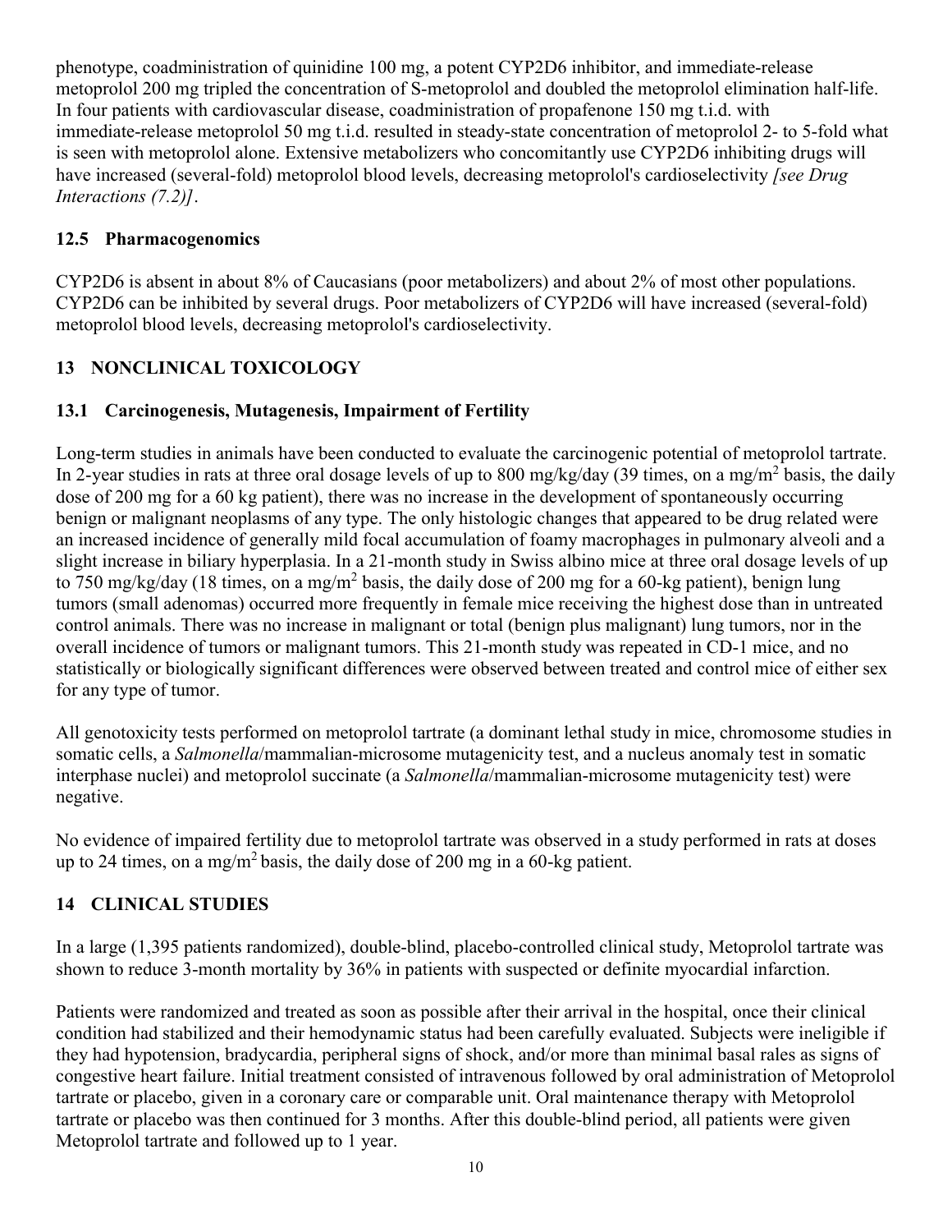phenotype, coadministration of quinidine 100 mg, a potent CYP2D6 inhibitor, and immediate-release metoprolol 200 mg tripled the concentration of S-metoprolol and doubled the metoprolol elimination half-life. In four patients with cardiovascular disease, coadministration of propafenone 150 mg t.i.d. with immediate-release metoprolol 50 mg t.i.d. resulted in steady-state concentration of metoprolol 2- to 5-fold what is seen with metoprolol alone. Extensive metabolizers who concomitantly use CYP2D6 inhibiting drugs will have increased (several-fold) metoprolol blood levels, decreasing metoprolol's cardioselectivity *[see Drug Interactions (7.2)]*.

### 12.5 Pharmacogenomics

CYP2D6 is absent in about 8% of Caucasians (poor metabolizers) and about 2% of most other populations. CYP2D6 can be inhibited by several drugs. Poor metabolizers of CYP2D6 will have increased (several-fold) metoprolol blood levels, decreasing metoprolol's cardioselectivity.

## 13 NONCLINICAL TOXICOLOGY

### 13.1 Carcinogenesis, Mutagenesis, Impairment of Fertility

Long-term studies in animals have been conducted to evaluate the carcinogenic potential of metoprolol tartrate. In 2-year studies in rats at three oral dosage levels of up to 800 mg/kg/day (39 times, on a mg/$m^2$ basis, the daily dose of 200 mg for a 60 kg patient), there was no increase in the development of spontaneously occurring benign or malignant neoplasms of any type. The only histologic changes that appeared to be drug related were an increased incidence of generally mild focal accumulation of foamy macrophages in pulmonary alveoli and a slight increase in biliary hyperplasia. In a 21-month study in Swiss albino mice at three oral dosage levels of up to 750 mg/kg/day (18 times, on a mg/$m^2$ basis, the daily dose of 200 mg for a 60-kg patient), benign lung tumors (small adenomas) occurred more frequently in female mice receiving the highest dose than in untreated control animals. There was no increase in malignant or total (benign plus malignant) lung tumors, nor in the overall incidence of tumors or malignant tumors. This 21-month study was repeated in CD-1 mice, and no statistically or biologically significant differences were observed between treated and control mice of either sex for any type of tumor.

All genotoxicity tests performed on metoprolol tartrate (a dominant lethal study in mice, chromosome studies in somatic cells, a *Salmonella*/mammalian-microsome mutagenicity test, and a nucleus anomaly test in somatic interphase nuclei) and metoprolol succinate (a *Salmonella*/mammalian-microsome mutagenicity test) were negative.

No evidence of impaired fertility due to metoprolol tartrate was observed in a study performed in rats at doses up to 24 times, on a mg/$m^2$ basis, the daily dose of 200 mg in a 60-kg patient.

## 14 CLINICAL STUDIES

In a large (1,395 patients randomized), double-blind, placebo-controlled clinical study, Metoprolol tartrate was shown to reduce 3-month mortality by 36% in patients with suspected or definite myocardial infarction.

Patients were randomized and treated as soon as possible after their arrival in the hospital, once their clinical condition had stabilized and their hemodynamic status had been carefully evaluated. Subjects were ineligible if they had hypotension, bradycardia, peripheral signs of shock, and/or more than minimal basal rales as signs of congestive heart failure. Initial treatment consisted of intravenous followed by oral administration of Metoprolol tartrate or placebo, given in a coronary care or comparable unit. Oral maintenance therapy with Metoprolol tartrate or placebo was then continued for 3 months. After this double-blind period, all patients were given Metoprolol tartrate and followed up to 1 year.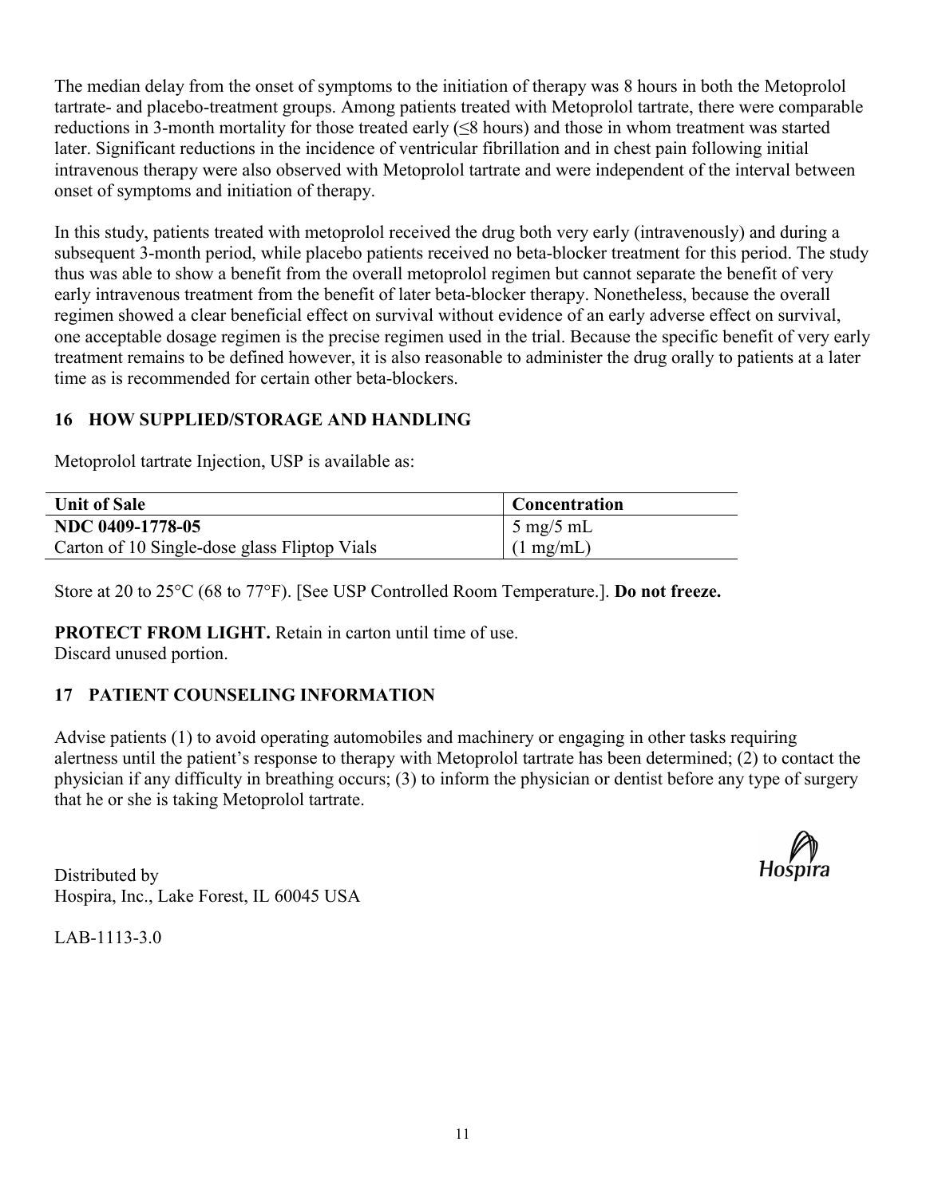The median delay from the onset of symptoms to the initiation of therapy was 8 hours in both the Metoprolol tartrate- and placebo-treatment groups. Among patients treated with Metoprolol tartrate, there were comparable reductions in 3-month mortality for those treated early (≤8 hours) and those in whom treatment was started later. Significant reductions in the incidence of ventricular fibrillation and in chest pain following initial intravenous therapy were also observed with Metoprolol tartrate and were independent of the interval between onset of symptoms and initiation of therapy.

In this study, patients treated with metoprolol received the drug both very early (intravenously) and during a subsequent 3-month period, while placebo patients received no beta-blocker treatment for this period. The study thus was able to show a benefit from the overall metoprolol regimen but cannot separate the benefit of very early intravenous treatment from the benefit of later beta-blocker therapy. Nonetheless, because the overall regimen showed a clear beneficial effect on survival without evidence of an early adverse effect on survival, one acceptable dosage regimen is the precise regimen used in the trial. Because the specific benefit of very early treatment remains to be defined however, it is also reasonable to administer the drug orally to patients at a later time as is recommended for certain other beta-blockers.

## 16 HOW SUPPLIED/STORAGE AND HANDLING

Metoprolol tartrate Injection, USP is available as:

| Unit of Sale | Concentration |
|---|---|
| **NDC 0409-1778-05**<br>Carton of 10 Single-dose glass Fliptop Vials | 5 mg/5 mL<br>(1 mg/mL) |

Store at 20 to 25°C (68 to 77°F). [See USP Controlled Room Temperature.]. **Do not freeze.**

**PROTECT FROM LIGHT.** Retain in carton until time of use.
Discard unused portion.

## 17 PATIENT COUNSELING INFORMATION

Advise patients (1) to avoid operating automobiles and machinery or engaging in other tasks requiring alertness until the patient's response to therapy with Metoprolol tartrate has been determined; (2) to contact the physician if any difficulty in breathing occurs; (3) to inform the physician or dentist before any type of surgery that he or she is taking Metoprolol tartrate.

Distributed by
Hospira, Inc., Lake Forest, IL 60045 USA

Hospira

LAB-1113-3.0